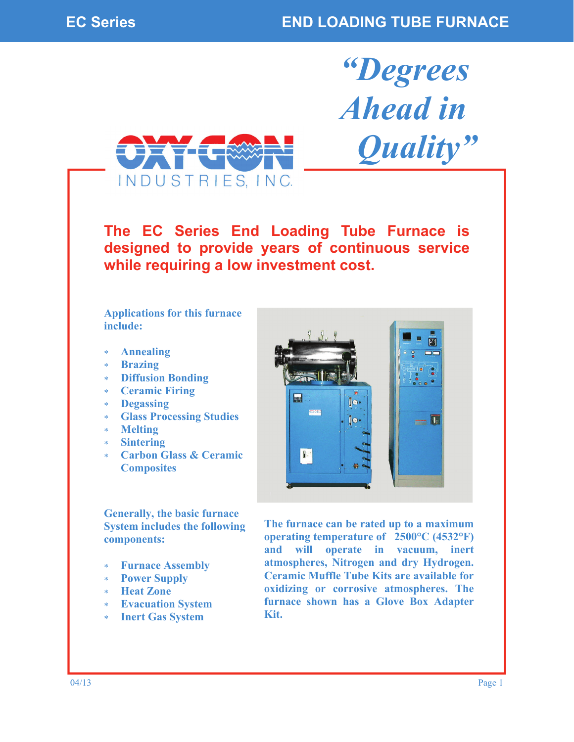# EC Series END LOADING TUBE FURNACE

*"Degrees Ahead in Quality"*

OXY-GON INDUSTRIES, INC.

**The EC Series End Loading Tube Furnace is designed to provide years of continuous service while requiring a low investment cost.**

**Applications for this furnace include:**

* Annealing
* Brazing
* Diffusion Bonding
* Ceramic Firing
* Degassing
* Glass Processing Studies
* Melting
* Sintering
* Carbon Glass & Ceramic Composites

**Generally, the basic furnace System includes the following components:**

* Furnace Assembly
* Power Supply
* Heat Zone
* Evacuation System
* Inert Gas System

**The furnace can be rated up to a maximum operating temperature of 2500°C (4532°F) and will operate in vacuum, inert atmospheres, Nitrogen and dry Hydrogen. Ceramic Muffle Tube Kits are available for oxidizing or corrosive atmospheres. The furnace shown has a Glove Box Adapter Kit.**

04/13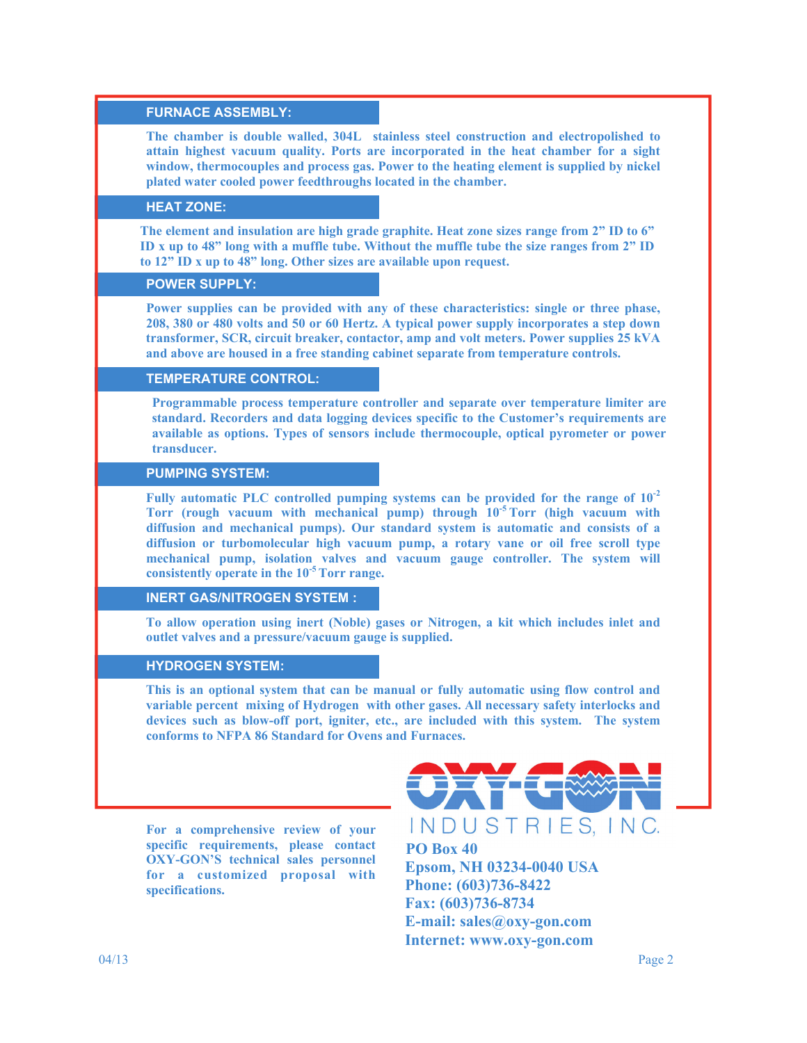## FURNACE ASSEMBLY:

**The chamber is double walled, 304L stainless steel construction and electropolished to attain highest vacuum quality. Ports are incorporated in the heat chamber for a sight window, thermocouples and process gas. Power to the heating element is supplied by nickel plated water cooled power feedthroughs located in the chamber.**

## HEAT ZONE:

**The element and insulation are high grade graphite. Heat zone sizes range from 2" ID to 6" ID x up to 48" long with a muffle tube. Without the muffle tube the size ranges from 2" ID to 12" ID x up to 48" long. Other sizes are available upon request.**

## POWER SUPPLY:

**Power supplies can be provided with any of these characteristics: single or three phase, 208, 380 or 480 volts and 50 or 60 Hertz. A typical power supply incorporates a step down transformer, SCR, circuit breaker, contactor, amp and volt meters. Power supplies 25 kVA and above are housed in a free standing cabinet separate from temperature controls.**

## TEMPERATURE CONTROL:

**Programmable process temperature controller and separate over temperature limiter are standard. Recorders and data logging devices specific to the Customer's requirements are available as options. Types of sensors include thermocouple, optical pyrometer or power transducer.**

## PUMPING SYSTEM:

**Fully automatic PLC controlled pumping systems can be provided for the range of $10^{-2}$ Torr (rough vacuum with mechanical pump) through $10^{-5}$ Torr (high vacuum with diffusion and mechanical pumps). Our standard system is automatic and consists of a diffusion or turbomolecular high vacuum pump, a rotary vane or oil free scroll type mechanical pump, isolation valves and vacuum gauge controller. The system will consistently operate in the $10^{-5}$ Torr range.**

## INERT GAS/NITROGEN SYSTEM :

**To allow operation using inert (Noble) gases or Nitrogen, a kit which includes inlet and outlet valves and a pressure/vacuum gauge is supplied.**

## HYDROGEN SYSTEM:

**This is an optional system that can be manual or fully automatic using flow control and variable percent mixing of Hydrogen with other gases. All necessary safety interlocks and devices such as blow-off port, igniter, etc., are included with this system. The system conforms to NFPA 86 Standard for Ovens and Furnaces.**

**For a comprehensive review of your specific requirements, please contact OXY-GON'S technical sales personnel for a customized proposal with specifications.**

OXY-GON INDUSTRIES, INC.

**PO Box 40**
**Epsom, NH 03234-0040 USA**
**Phone: (603)736-8422**
**Fax: (603)736-8734**
**E-mail: sales@oxy-gon.com**
**Internet: www.oxy-gon.com**

04/13